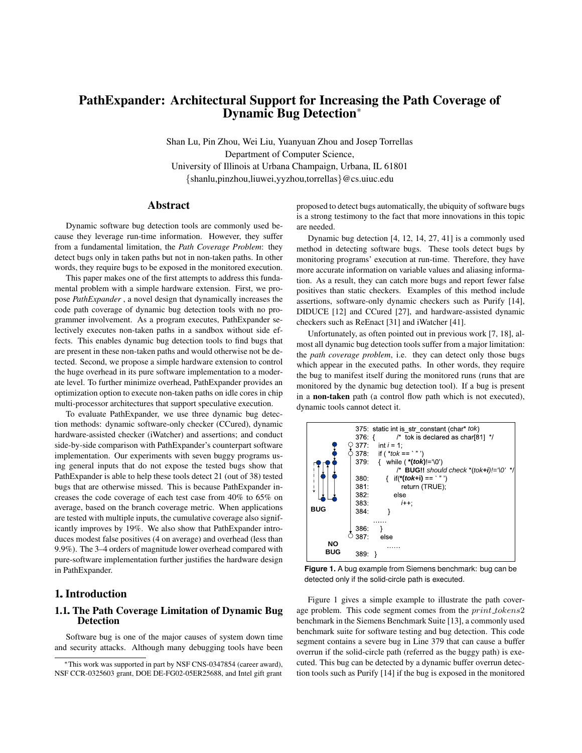# PathExpander: Architectural Support for Increasing the Path Coverage of Dynamic Bug Detection*

Shan Lu, Pin Zhou, Wei Liu, Yuanyuan Zhou and Josep Torrellas
Department of Computer Science,
University of Illinois at Urbana Champaign, Urbana, IL 61801
{shanlu,pinzhou,liuwei,yyzhou,torrellas}@cs.uiuc.edu

## Abstract

Dynamic software bug detection tools are commonly used because they leverage run-time information. However, they suffer from a fundamental limitation, the *Path Coverage Problem*: they detect bugs only in taken paths but not in non-taken paths. In other words, they require bugs to be exposed in the monitored execution.

This paper makes one of the first attempts to address this fundamental problem with a simple hardware extension. First, we propose *PathExpander*, a novel design that dynamically increases the code path coverage of dynamic bug detection tools with no programmer involvement. As a program executes, PathExpander selectively executes non-taken paths in a sandbox without side effects. This enables dynamic bug detection tools to find bugs that are present in these non-taken paths and would otherwise not be detected. Second, we propose a simple hardware extension to control the huge overhead in its pure software implementation to a moderate level. To further minimize overhead, PathExpander provides an optimization option to execute non-taken paths on idle cores in chip multi-processor architectures that support speculative execution.

To evaluate PathExpander, we use three dynamic bug detection methods: dynamic software-only checker (CCured), dynamic hardware-assisted checker (iWatcher) and assertions; and conduct side-by-side comparison with PathExpander's counterpart software implementation. Our experiments with seven buggy programs using general inputs that do not expose the tested bugs show that PathExpander is able to help these tools detect 21 (out of 38) tested bugs that are otherwise missed. This is because PathExpander increases the code coverage of each test case from 40% to 65% on average, based on the branch coverage metric. When applications are tested with multiple inputs, the cumulative coverage also significantly improves by 19%. We also show that PathExpander introduces modest false positives (4 on average) and overhead (less than 9.9%). The 3–4 orders of magnitude lower overhead compared with pure-software implementation further justifies the hardware design in PathExpander.

## 1. Introduction

### 1.1. The Path Coverage Limitation of Dynamic Bug Detection

Software bug is one of the major causes of system down time and security attacks. Although many debugging tools have been proposed to detect bugs automatically, the ubiquity of software bugs is a strong testimony to the fact that more innovations in this topic are needed.

Dynamic bug detection [4, 12, 14, 27, 41] is a commonly used method in detecting software bugs. These tools detect bugs by monitoring programs' execution at run-time. Therefore, they have more accurate information on variable values and aliasing information. As a result, they can catch more bugs and report fewer false positives than static checkers. Examples of this method include assertions, software-only dynamic checkers such as Purify [14], DIDUCE [12] and CCured [27], and hardware-assisted dynamic checkers such as ReEnact [31] and iWatcher [41].

Unfortunately, as often pointed out in previous work [7, 18], almost all dynamic bug detection tools suffer from a major limitation: the *path coverage problem*, i.e. they can detect only those bugs which appear in the executed paths. In other words, they require the bug to manifest itself during the monitored runs (runs that are monitored by the dynamic bug detection tool). If a bug is present in a **non-taken** path (a control flow path which is not executed), dynamic tools cannot detect it.

```
375:  static int is_str_constant (char* tok)
376:  {       /*  tok is declared as char[81]  */
377:     int i = 1;
378:     if ( *tok == ` " ')
379:     {  while ( *(tok)!='\0')
                /*  BUG!! should check *(tok+i)!='\0'  */
380:        {  if(*(tok+i) == ` " ')
381:              return (TRUE);
382:           else
383:              i++;
384:        }
      ......
386:     }
387:     else
           ......
389:  }
```

**Figure 1.** A bug example from Siemens benchmark: bug can be detected only if the solid-circle path is executed.

Figure 1 gives a simple example to illustrate the path coverage problem. This code segment comes from the *print_tokens2* benchmark in the Siemens Benchmark Suite [13], a commonly used benchmark suite for software testing and bug detection. This code segment contains a severe bug in Line 379 that can cause a buffer overrun if the solid-circle path (referred as the buggy path) is executed. This bug can be detected by a dynamic buffer overrun detection tools such as Purify [14] if the bug is exposed in the monitored

*This work was supported in part by NSF CNS-0347854 (career award), NSF CCR-0325603 grant, DOE DE-FG02-05ER25688, and Intel gift grant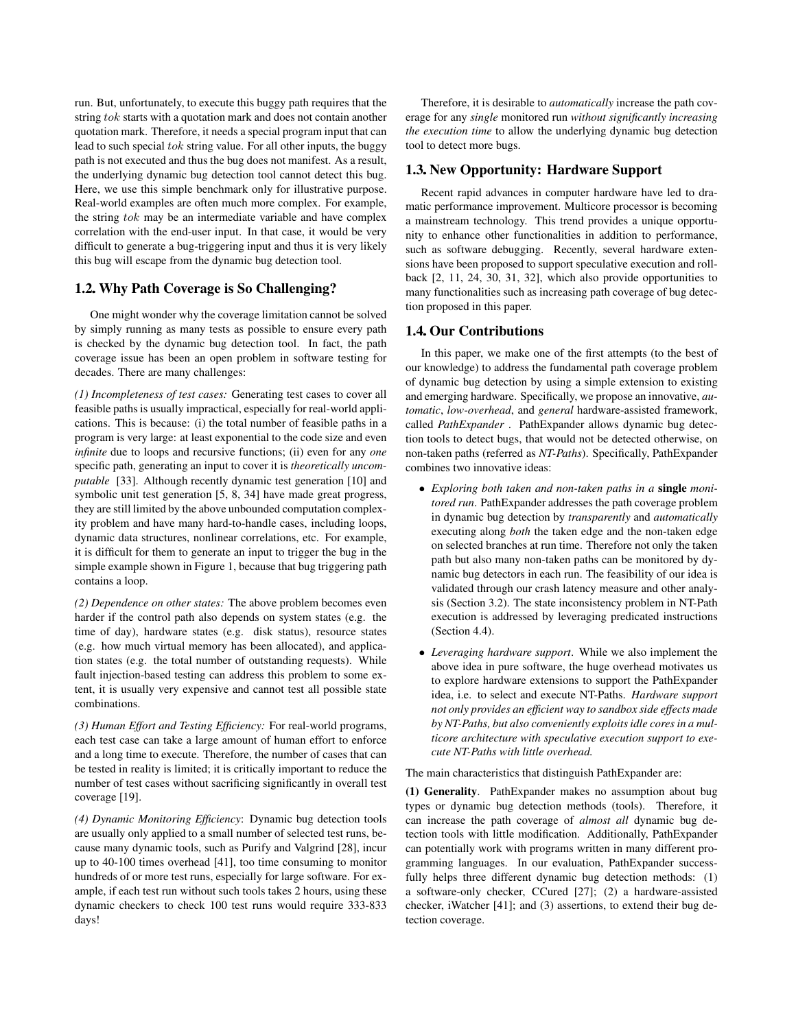run. But, unfortunately, to execute this buggy path requires that the string $tok$ starts with a quotation mark and does not contain another quotation mark. Therefore, it needs a special program input that can lead to such special $tok$ string value. For all other inputs, the buggy path is not executed and thus the bug does not manifest. As a result, the underlying dynamic bug detection tool cannot detect this bug. Here, we use this simple benchmark only for illustrative purpose. Real-world examples are often much more complex. For example, the string $tok$ may be an intermediate variable and have complex correlation with the end-user input. In that case, it would be very difficult to generate a bug-triggering input and thus it is very likely this bug will escape from the dynamic bug detection tool.

## 1.2. Why Path Coverage is So Challenging?

One might wonder why the coverage limitation cannot be solved by simply running as many tests as possible to ensure every path is checked by the dynamic bug detection tool. In fact, the path coverage issue has been an open problem in software testing for decades. There are many challenges:

*(1) Incompleteness of test cases:* Generating test cases to cover all feasible paths is usually impractical, especially for real-world applications. This is because: (i) the total number of feasible paths in a program is very large: at least exponential to the code size and even *infinite* due to loops and recursive functions; (ii) even for any *one* specific path, generating an input to cover it is *theoretically uncomputable* [33]. Although recently dynamic test generation [10] and symbolic unit test generation [5, 8, 34] have made great progress, they are still limited by the above unbounded computation complexity problem and have many hard-to-handle cases, including loops, dynamic data structures, nonlinear correlations, etc. For example, it is difficult for them to generate an input to trigger the bug in the simple example shown in Figure 1, because that bug triggering path contains a loop.

*(2) Dependence on other states:* The above problem becomes even harder if the control path also depends on system states (e.g. the time of day), hardware states (e.g. disk status), resource states (e.g. how much virtual memory has been allocated), and application states (e.g. the total number of outstanding requests). While fault injection-based testing can address this problem to some extent, it is usually very expensive and cannot test all possible state combinations.

*(3) Human Effort and Testing Efficiency:* For real-world programs, each test case can take a large amount of human effort to enforce and a long time to execute. Therefore, the number of cases that can be tested in reality is limited; it is critically important to reduce the number of test cases without sacrificing significantly in overall test coverage [19].

*(4) Dynamic Monitoring Efficiency*: Dynamic bug detection tools are usually only applied to a small number of selected test runs, because many dynamic tools, such as Purify and Valgrind [28], incur up to 40-100 times overhead [41], too time consuming to monitor hundreds of or more test runs, especially for large software. For example, if each test run without such tools takes 2 hours, using these dynamic checkers to check 100 test runs would require 333-833 days!

Therefore, it is desirable to *automatically* increase the path coverage for any *single* monitored run *without significantly increasing the execution time* to allow the underlying dynamic bug detection tool to detect more bugs.

## 1.3. New Opportunity: Hardware Support

Recent rapid advances in computer hardware have led to dramatic performance improvement. Multicore processor is becoming a mainstream technology. This trend provides a unique opportunity to enhance other functionalities in addition to performance, such as software debugging. Recently, several hardware extensions have been proposed to support speculative execution and rollback [2, 11, 24, 30, 31, 32], which also provide opportunities to many functionalities such as increasing path coverage of bug detection proposed in this paper.

## 1.4. Our Contributions

In this paper, we make one of the first attempts (to the best of our knowledge) to address the fundamental path coverage problem of dynamic bug detection by using a simple extension to existing and emerging hardware. Specifically, we propose an innovative, *automatic*, *low-overhead*, and *general* hardware-assisted framework, called *PathExpander* . PathExpander allows dynamic bug detection tools to detect bugs, that would not be detected otherwise, on non-taken paths (referred as *NT-Paths*). Specifically, PathExpander combines two innovative ideas:

- *Exploring both taken and non-taken paths in a* **single** *monitored run*. PathExpander addresses the path coverage problem in dynamic bug detection by *transparently* and *automatically* executing along *both* the taken edge and the non-taken edge on selected branches at run time. Therefore not only the taken path but also many non-taken paths can be monitored by dynamic bug detectors in each run. The feasibility of our idea is validated through our crash latency measure and other analysis (Section 3.2). The state inconsistency problem in NT-Path execution is addressed by leveraging predicated instructions (Section 4.4).
- *Leveraging hardware support*. While we also implement the above idea in pure software, the huge overhead motivates us to explore hardware extensions to support the PathExpander idea, i.e. to select and execute NT-Paths. *Hardware support not only provides an efficient way to sandbox side effects made by NT-Paths, but also conveniently exploits idle cores in a multicore architecture with speculative execution support to execute NT-Paths with little overhead.*

The main characteristics that distinguish PathExpander are:

**(1) Generality**. PathExpander makes no assumption about bug types or dynamic bug detection methods (tools). Therefore, it can increase the path coverage of *almost all* dynamic bug detection tools with little modification. Additionally, PathExpander can potentially work with programs written in many different programming languages. In our evaluation, PathExpander successfully helps three different dynamic bug detection methods: (1) a software-only checker, CCured [27]; (2) a hardware-assisted checker, iWatcher [41]; and (3) assertions, to extend their bug detection coverage.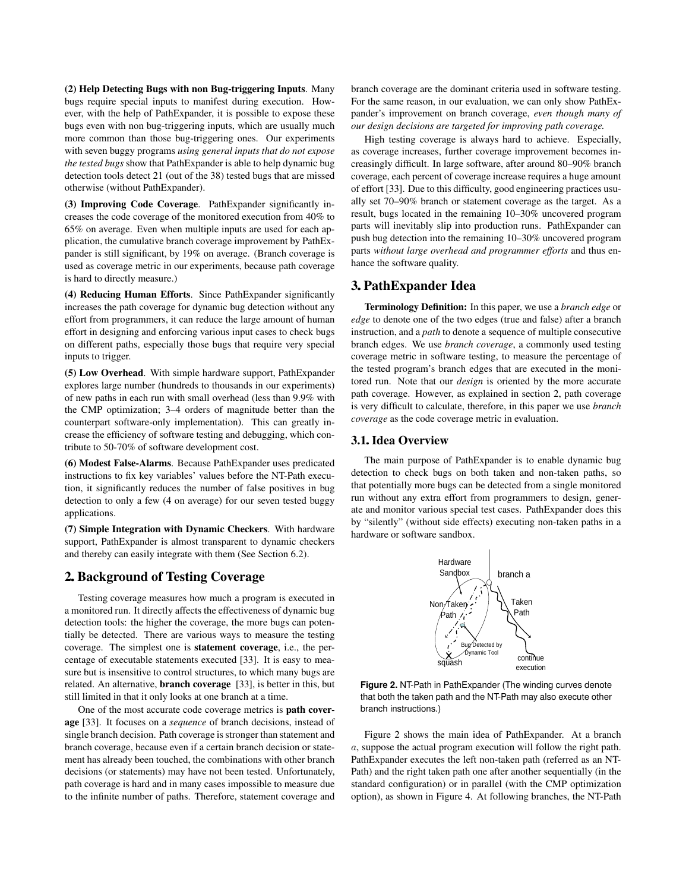**(2) Help Detecting Bugs with non Bug-triggering Inputs**. Many bugs require special inputs to manifest during execution. However, with the help of PathExpander, it is possible to expose these bugs even with non bug-triggering inputs, which are usually much more common than those bug-triggering ones. Our experiments with seven buggy programs *using general inputs that do not expose the tested bugs* show that PathExpander is able to help dynamic bug detection tools detect 21 (out of the 38) tested bugs that are missed otherwise (without PathExpander).

**(3) Improving Code Coverage**. PathExpander significantly increases the code coverage of the monitored execution from 40% to 65% on average. Even when multiple inputs are used for each application, the cumulative branch coverage improvement by PathExpander is still significant, by 19% on average. (Branch coverage is used as coverage metric in our experiments, because path coverage is hard to directly measure.)

**(4) Reducing Human Efforts**. Since PathExpander significantly increases the path coverage for dynamic bug detection without any effort from programmers, it can reduce the large amount of human effort in designing and enforcing various input cases to check bugs on different paths, especially those bugs that require very special inputs to trigger.

**(5) Low Overhead**. With simple hardware support, PathExpander explores large number (hundreds to thousands in our experiments) of new paths in each run with small overhead (less than 9.9% with the CMP optimization; 3–4 orders of magnitude better than the counterpart software-only implementation). This can greatly increase the efficiency of software testing and debugging, which contribute to 50-70% of software development cost.

**(6) Modest False-Alarms**. Because PathExpander uses predicated instructions to fix key variables' values before the NT-Path execution, it significantly reduces the number of false positives in bug detection to only a few (4 on average) for our seven tested buggy applications.

**(7) Simple Integration with Dynamic Checkers**. With hardware support, PathExpander is almost transparent to dynamic checkers and thereby can easily integrate with them (See Section 6.2).

## 2. Background of Testing Coverage

Testing coverage measures how much a program is executed in a monitored run. It directly affects the effectiveness of dynamic bug detection tools: the higher the coverage, the more bugs can potentially be detected. There are various ways to measure the testing coverage. The simplest one is **statement coverage**, i.e., the percentage of executable statements executed [33]. It is easy to measure but is insensitive to control structures, to which many bugs are related. An alternative, **branch coverage** [33], is better in this, but still limited in that it only looks at one branch at a time.

One of the most accurate code coverage metrics is **path coverage** [33]. It focuses on a *sequence* of branch decisions, instead of single branch decision. Path coverage is stronger than statement and branch coverage, because even if a certain branch decision or statement has already been touched, the combinations with other branch decisions (or statements) may have not been tested. Unfortunately, path coverage is hard and in many cases impossible to measure due to the infinite number of paths. Therefore, statement coverage and branch coverage are the dominant criteria used in software testing. For the same reason, in our evaluation, we can only show PathExpander's improvement on branch coverage, *even though many of our design decisions are targeted for improving path coverage.*

High testing coverage is always hard to achieve. Especially, as coverage increases, further coverage improvement becomes increasingly difficult. In large software, after around 80–90% branch coverage, each percent of coverage increase requires a huge amount of effort [33]. Due to this difficulty, good engineering practices usually set 70–90% branch or statement coverage as the target. As a result, bugs located in the remaining 10–30% uncovered program parts will inevitably slip into production runs. PathExpander can push bug detection into the remaining 10–30% uncovered program parts *without large overhead and programmer efforts* and thus enhance the software quality.

## 3. PathExpander Idea

**Terminology Definition:** In this paper, we use a *branch edge* or *edge* to denote one of the two edges (true and false) after a branch instruction, and a *path* to denote a sequence of multiple consecutive branch edges. We use *branch coverage*, a commonly used testing coverage metric in software testing, to measure the percentage of the tested program's branch edges that are executed in the monitored run. Note that our *design* is oriented by the more accurate path coverage. However, as explained in section 2, path coverage is very difficult to calculate, therefore, in this paper we use *branch coverage* as the code coverage metric in evaluation.

### 3.1. Idea Overview

The main purpose of PathExpander is to enable dynamic bug detection to check bugs on both taken and non-taken paths, so that potentially more bugs can be detected from a single monitored run without any extra effort from programmers to design, generate and monitor various special test cases. PathExpander does this by "silently" (without side effects) executing non-taken paths in a hardware or software sandbox.

Hardware Sandbox, branch a, Non-Taken Path, Taken Path, Bug Detected by Dynamic Tool, squash, continue execution

**Figure 2.** NT-Path in PathExpander (The winding curves denote that both the taken path and the NT-Path may also execute other branch instructions.)

Figure 2 shows the main idea of PathExpander. At a branch $a$, suppose the actual program execution will follow the right path. PathExpander executes the left non-taken path (referred as an NT-Path) and the right taken path one after another sequentially (in the standard configuration) or in parallel (with the CMP optimization option), as shown in Figure 4. At following branches, the NT-Path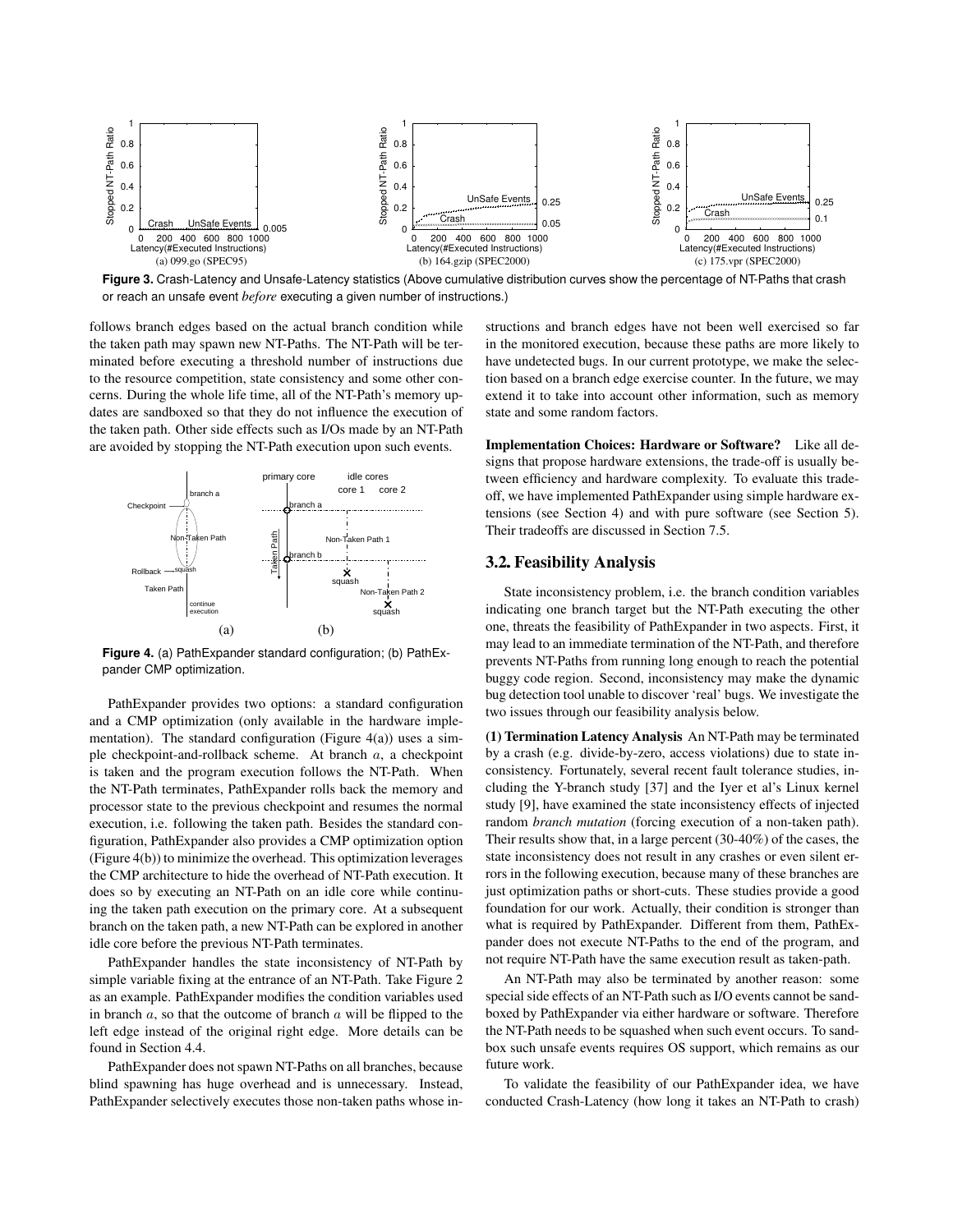1
0.8
0.6
0.4
0.2
0
Stopped NT-Path Ratio
Crash UnSafe Events 0.005
0 200 400 600 800 1000
Latency(#Executed Instructions)
(a) 099.go (SPEC95)

1
0.8
0.6
0.4
0.2
0
Stopped NT-Path Ratio
UnSafe Events 0.25
Crash 0.05
0 200 400 600 800 1000
Latency(#Executed Instructions)
(b) 164.gzip (SPEC2000)

1
0.8
0.6
0.4
0.2
0
Stopped NT-Path Ratio
UnSafe Events 0.25
Crash 0.1
0 200 400 600 800 1000
Latency(#Executed Instructions)
(c) 175.vpr (SPEC2000)

**Figure 3.** Crash-Latency and Unsafe-Latency statistics (Above cumulative distribution curves show the percentage of NT-Paths that crash or reach an unsafe event *before* executing a given number of instructions.)

follows branch edges based on the actual branch condition while the taken path may spawn new NT-Paths. The NT-Path will be terminated before executing a threshold number of instructions due to the resource competition, state consistency and some other concerns. During the whole life time, all of the NT-Path's memory updates are sandboxed so that they do not influence the execution of the taken path. Other side effects such as I/Os made by an NT-Path are avoided by stopping the NT-Path execution upon such events.

Checkpoint
branch a
Non-Taken Path
Rollback
squash
Taken Path
continue execution
(a)

primary core
idle cores
core 1 core 2
branch a
Non-Taken Path 1
Taken Path
branch b
squash
Non-Taken Path 2
squash
(b)

**Figure 4.** (a) PathExpander standard configuration; (b) PathExpander CMP optimization.

PathExpander provides two options: a standard configuration and a CMP optimization (only available in the hardware implementation). The standard configuration (Figure 4(a)) uses a simple checkpoint-and-rollback scheme. At branch $a$, a checkpoint is taken and the program execution follows the NT-Path. When the NT-Path terminates, PathExpander rolls back the memory and processor state to the previous checkpoint and resumes the normal execution, i.e. following the taken path. Besides the standard configuration, PathExpander also provides a CMP optimization option (Figure 4(b)) to minimize the overhead. This optimization leverages the CMP architecture to hide the overhead of NT-Path execution. It does so by executing an NT-Path on an idle core while continuing the taken path execution on the primary core. At a subsequent branch on the taken path, a new NT-Path can be explored in another idle core before the previous NT-Path terminates.

PathExpander handles the state inconsistency of NT-Path by simple variable fixing at the entrance of an NT-Path. Take Figure 2 as an example. PathExpander modifies the condition variables used in branch $a$, so that the outcome of branch $a$ will be flipped to the left edge instead of the original right edge. More details can be found in Section 4.4.

PathExpander does not spawn NT-Paths on all branches, because blind spawning has huge overhead and is unnecessary. Instead, PathExpander selectively executes those non-taken paths whose instructions and branch edges have not been well exercised so far in the monitored execution, because these paths are more likely to have undetected bugs. In our current prototype, we make the selection based on a branch edge exercise counter. In the future, we may extend it to take into account other information, such as memory state and some random factors.

**Implementation Choices: Hardware or Software?** Like all designs that propose hardware extensions, the trade-off is usually between efficiency and hardware complexity. To evaluate this tradeoff, we have implemented PathExpander using simple hardware extensions (see Section 4) and with pure software (see Section 5). Their tradeoffs are discussed in Section 7.5.

## 3.2. Feasibility Analysis

State inconsistency problem, i.e. the branch condition variables indicating one branch target but the NT-Path executing the other one, threats the feasibility of PathExpander in two aspects. First, it may lead to an immediate termination of the NT-Path, and therefore prevents NT-Paths from running long enough to reach the potential buggy code region. Second, inconsistency may make the dynamic bug detection tool unable to discover 'real' bugs. We investigate the two issues through our feasibility analysis below.

**(1) Termination Latency Analysis** An NT-Path may be terminated by a crash (e.g. divide-by-zero, access violations) due to state inconsistency. Fortunately, several recent fault tolerance studies, including the Y-branch study [37] and the Iyer et al's Linux kernel study [9], have examined the state inconsistency effects of injected random *branch mutation* (forcing execution of a non-taken path). Their results show that, in a large percent (30-40%) of the cases, the state inconsistency does not result in any crashes or even silent errors in the following execution, because many of these branches are just optimization paths or short-cuts. These studies provide a good foundation for our work. Actually, their condition is stronger than what is required by PathExpander. Different from them, PathExpander does not execute NT-Paths to the end of the program, and not require NT-Path have the same execution result as taken-path.

An NT-Path may also be terminated by another reason: some special side effects of an NT-Path such as I/O events cannot be sandboxed by PathExpander via either hardware or software. Therefore the NT-Path needs to be squashed when such event occurs. To sandbox such unsafe events requires OS support, which remains as our future work.

To validate the feasibility of our PathExpander idea, we have conducted Crash-Latency (how long it takes an NT-Path to crash)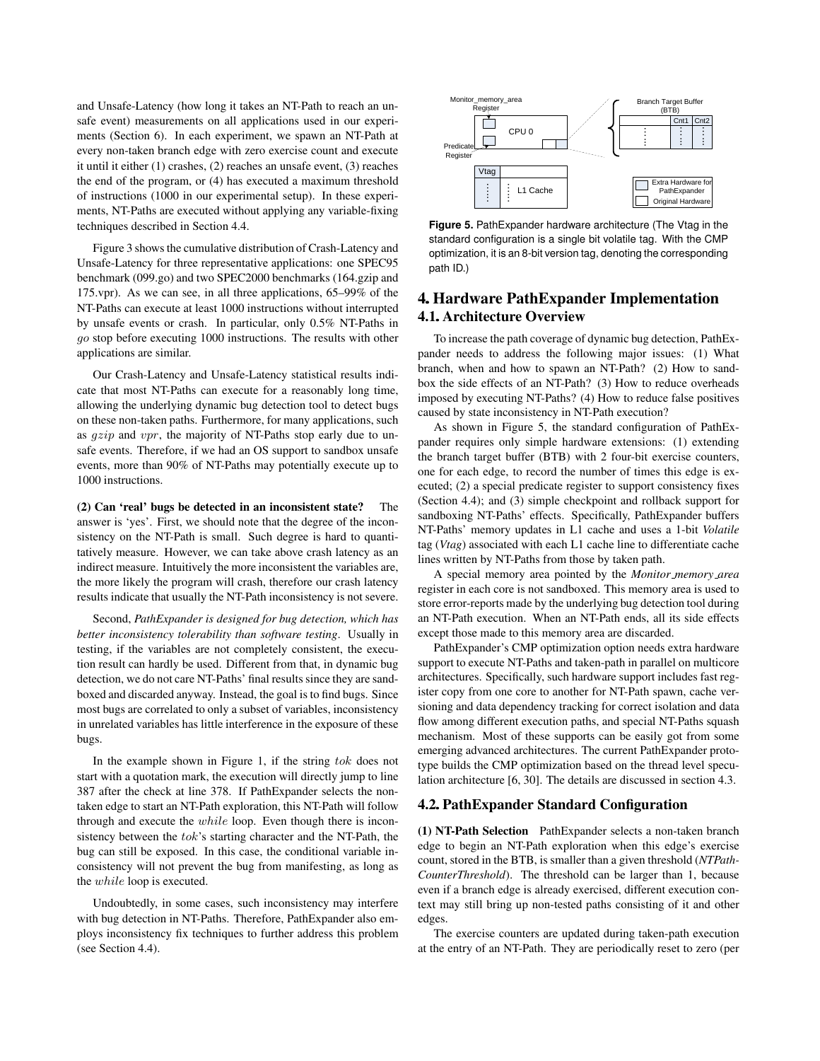and Unsafe-Latency (how long it takes an NT-Path to reach an unsafe event) measurements on all applications used in our experiments (Section 6). In each experiment, we spawn an NT-Path at every non-taken branch edge with zero exercise count and execute it until it either (1) crashes, (2) reaches an unsafe event, (3) reaches the end of the program, or (4) has executed a maximum threshold of instructions (1000 in our experimental setup). In these experiments, NT-Paths are executed without applying any variable-fixing techniques described in Section 4.4.

Figure 3 shows the cumulative distribution of Crash-Latency and Unsafe-Latency for three representative applications: one SPEC95 benchmark (099.go) and two SPEC2000 benchmarks (164.gzip and 175.vpr). As we can see, in all three applications, 65–99% of the NT-Paths can execute at least 1000 instructions without interrupted by unsafe events or crash. In particular, only 0.5% NT-Paths in *go* stop before executing 1000 instructions. The results with other applications are similar.

Our Crash-Latency and Unsafe-Latency statistical results indicate that most NT-Paths can execute for a reasonably long time, allowing the underlying dynamic bug detection tool to detect bugs on these non-taken paths. Furthermore, for many applications, such as *gzip* and *vpr*, the majority of NT-Paths stop early due to unsafe events. Therefore, if we had an OS support to sandbox unsafe events, more than 90% of NT-Paths may potentially execute up to 1000 instructions.

**(2) Can 'real' bugs be detected in an inconsistent state?** The answer is 'yes'. First, we should note that the degree of the inconsistency on the NT-Path is small. Such degree is hard to quantitatively measure. However, we can take above crash latency as an indirect measure. Intuitively the more inconsistent the variables are, the more likely the program will crash, therefore our crash latency results indicate that usually the NT-Path inconsistency is not severe.

Second, *PathExpander is designed for bug detection, which has better inconsistency tolerability than software testing*. Usually in testing, if the variables are not completely consistent, the execution result can hardly be used. Different from that, in dynamic bug detection, we do not care NT-Paths' final results since they are sandboxed and discarded anyway. Instead, the goal is to find bugs. Since most bugs are correlated to only a subset of variables, inconsistency in unrelated variables has little interference in the exposure of these bugs.

In the example shown in Figure 1, if the string *tok* does not start with a quotation mark, the execution will directly jump to line 387 after the check at line 378. If PathExpander selects the non-taken edge to start an NT-Path exploration, this NT-Path will follow through and execute the *while* loop. Even though there is inconsistency between the *tok*'s starting character and the NT-Path, the bug can still be exposed. In this case, the conditional variable inconsistency will not prevent the bug from manifesting, as long as the *while* loop is executed.

Undoubtedly, in some cases, such inconsistency may interfere with bug detection in NT-Paths. Therefore, PathExpander also employs inconsistency fix techniques to further address this problem (see Section 4.4).

**Figure 5.** PathExpander hardware architecture (The Vtag in the standard configuration is a single bit volatile tag. With the CMP optimization, it is an 8-bit version tag, denoting the corresponding path ID.)

# 4. Hardware PathExpander Implementation

## 4.1. Architecture Overview

To increase the path coverage of dynamic bug detection, PathExpander needs to address the following major issues: (1) What branch, when and how to spawn an NT-Path? (2) How to sandbox the side effects of an NT-Path? (3) How to reduce overheads imposed by executing NT-Paths? (4) How to reduce false positives caused by state inconsistency in NT-Path execution?

As shown in Figure 5, the standard configuration of PathExpander requires only simple hardware extensions: (1) extending the branch target buffer (BTB) with 2 four-bit exercise counters, one for each edge, to record the number of times this edge is executed; (2) a special predicate register to support consistency fixes (Section 4.4); and (3) simple checkpoint and rollback support for sandboxing NT-Paths' effects. Specifically, PathExpander buffers NT-Paths' memory updates in L1 cache and uses a 1-bit *Volatile* tag (*Vtag*) associated with each L1 cache line to differentiate cache lines written by NT-Paths from those by taken path.

A special memory area pointed by the *Monitor_memory_area* register in each core is not sandboxed. This memory area is used to store error-reports made by the underlying bug detection tool during an NT-Path execution. When an NT-Path ends, all its side effects except those made to this memory area are discarded.

PathExpander's CMP optimization option needs extra hardware support to execute NT-Paths and taken-path in parallel on multicore architectures. Specifically, such hardware support includes fast register copy from one core to another for NT-Path spawn, cache versioning and data dependency tracking for correct isolation and data flow among different execution paths, and special NT-Paths squash mechanism. Most of these supports can be easily got from some emerging advanced architectures. The current PathExpander prototype builds the CMP optimization based on the thread level speculation architecture [6, 30]. The details are discussed in section 4.3.

## 4.2. PathExpander Standard Configuration

**(1) NT-Path Selection** PathExpander selects a non-taken branch edge to begin an NT-Path exploration when this edge's exercise count, stored in the BTB, is smaller than a given threshold (*NTPath-CounterThreshold*). The threshold can be larger than 1, because even if a branch edge is already exercised, different execution context may still bring up non-tested paths consisting of it and other edges.

The exercise counters are updated during taken-path execution at the entry of an NT-Path. They are periodically reset to zero (per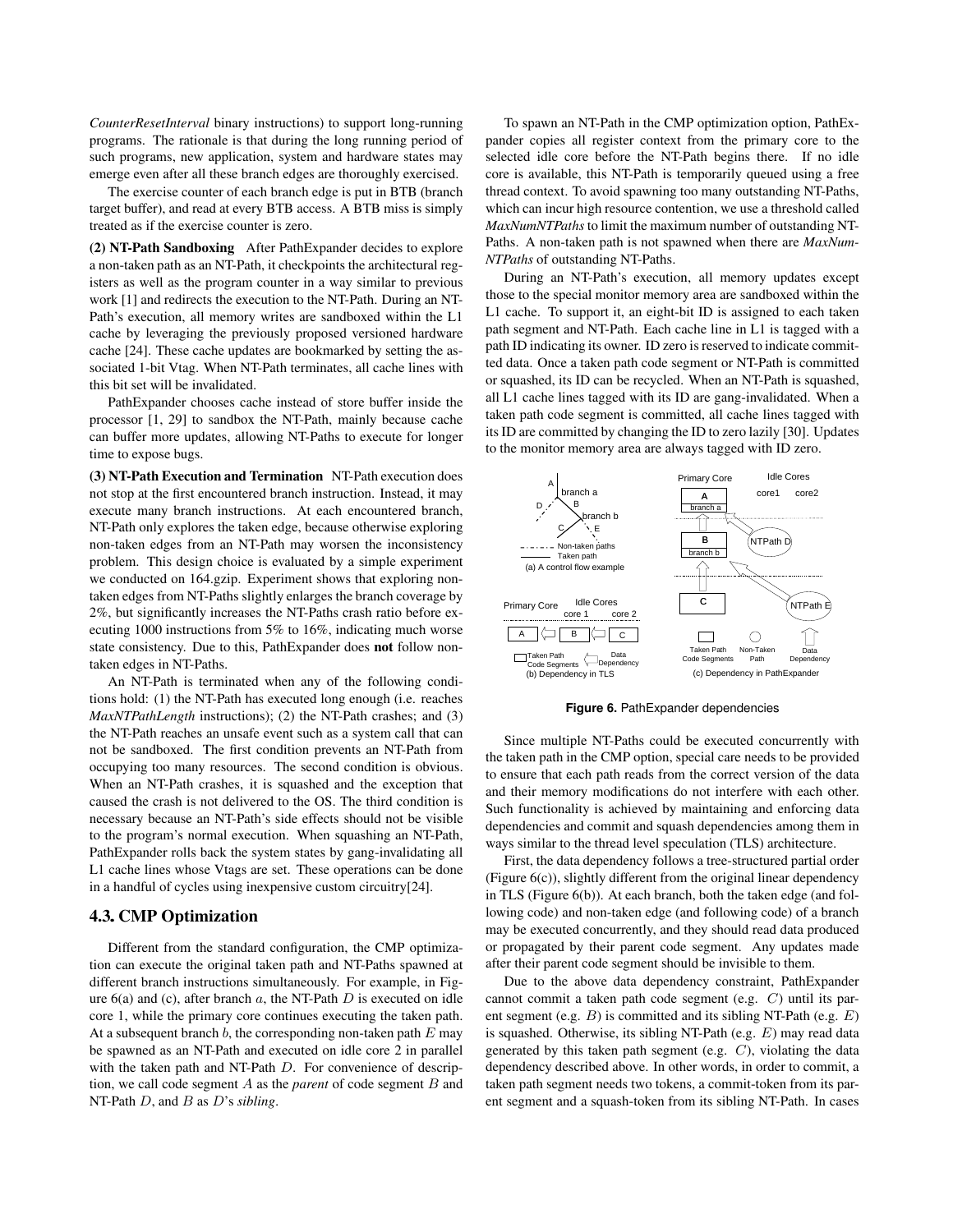*CounterResetInterval* binary instructions) to support long-running programs. The rationale is that during the long running period of such programs, new application, system and hardware states may emerge even after all these branch edges are thoroughly exercised.

The exercise counter of each branch edge is put in BTB (branch target buffer), and read at every BTB access. A BTB miss is simply treated as if the exercise counter is zero.

**(2) NT-Path Sandboxing** After PathExpander decides to explore a non-taken path as an NT-Path, it checkpoints the architectural registers as well as the program counter in a way similar to previous work [1] and redirects the execution to the NT-Path. During an NT-Path's execution, all memory writes are sandboxed within the L1 cache by leveraging the previously proposed versioned hardware cache [24]. These cache updates are bookmarked by setting the associated 1-bit Vtag. When NT-Path terminates, all cache lines with this bit set will be invalidated.

PathExpander chooses cache instead of store buffer inside the processor [1, 29] to sandbox the NT-Path, mainly because cache can buffer more updates, allowing NT-Paths to execute for longer time to expose bugs.

**(3) NT-Path Execution and Termination** NT-Path execution does not stop at the first encountered branch instruction. Instead, it may execute many branch instructions. At each encountered branch, NT-Path only explores the taken edge, because otherwise exploring non-taken edges from an NT-Path may worsen the inconsistency problem. This design choice is evaluated by a simple experiment we conducted on 164.gzip. Experiment shows that exploring non-taken edges from NT-Paths slightly enlarges the branch coverage by 2%, but significantly increases the NT-Paths crash ratio before executing 1000 instructions from 5% to 16%, indicating much worse state consistency. Due to this, PathExpander does **not** follow non-taken edges in NT-Paths.

An NT-Path is terminated when any of the following conditions hold: (1) the NT-Path has executed long enough (i.e. reaches *MaxNTPathLength* instructions); (2) the NT-Path crashes; and (3) the NT-Path reaches an unsafe event such as a system call that can not be sandboxed. The first condition prevents an NT-Path from occupying too many resources. The second condition is obvious. When an NT-Path crashes, it is squashed and the exception that caused the crash is not delivered to the OS. The third condition is necessary because an NT-Path's side effects should not be visible to the program's normal execution. When squashing an NT-Path, PathExpander rolls back the system states by gang-invalidating all L1 cache lines whose Vtags are set. These operations can be done in a handful of cycles using inexpensive custom circuitry[24].

## 4.3. CMP Optimization

Different from the standard configuration, the CMP optimization can execute the original taken path and NT-Paths spawned at different branch instructions simultaneously. For example, in Figure 6(a) and (c), after branch $a$, the NT-Path $D$ is executed on idle core 1, while the primary core continues executing the taken path. At a subsequent branch $b$, the corresponding non-taken path $E$ may be spawned as an NT-Path and executed on idle core 2 in parallel with the taken path and NT-Path $D$. For convenience of description, we call code segment $A$ as the *parent* of code segment $B$ and NT-Path $D$, and $B$ as $D$'s *sibling*.

To spawn an NT-Path in the CMP optimization option, PathExpander copies all register context from the primary core to the selected idle core before the NT-Path begins there. If no idle core is available, this NT-Path is temporarily queued using a free thread context. To avoid spawning too many outstanding NT-Paths, which can incur high resource contention, we use a threshold called *MaxNumNTPaths* to limit the maximum number of outstanding NT-Paths. A non-taken path is not spawned when there are *MaxNumNTPaths* of outstanding NT-Paths.

During an NT-Path's execution, all memory updates except those to the special monitor memory area are sandboxed within the L1 cache. To support it, an eight-bit ID is assigned to each taken path segment and NT-Path. Each cache line in L1 is tagged with a path ID indicating its owner. ID zero is reserved to indicate committed data. Once a taken path code segment or NT-Path is committed or squashed, its ID can be recycled. When an NT-Path is squashed, all L1 cache lines tagged with its ID are gang-invalidated. When a taken path code segment is committed, all cache lines tagged with its ID are committed by changing the ID to zero lazily [30]. Updates to the monitor memory area are always tagged with ID zero.

**Figure 6.** PathExpander dependencies

Since multiple NT-Paths could be executed concurrently with the taken path in the CMP option, special care needs to be provided to ensure that each path reads from the correct version of the data and their memory modifications do not interfere with each other. Such functionality is achieved by maintaining and enforcing data dependencies and commit and squash dependencies among them in ways similar to the thread level speculation (TLS) architecture.

First, the data dependency follows a tree-structured partial order (Figure 6(c)), slightly different from the original linear dependency in TLS (Figure 6(b)). At each branch, both the taken edge (and following code) and non-taken edge (and following code) of a branch may be executed concurrently, and they should read data produced or propagated by their parent code segment. Any updates made after their parent code segment should be invisible to them.

Due to the above data dependency constraint, PathExpander cannot commit a taken path code segment (e.g. $C$) until its parent segment (e.g. $B$) is committed and its sibling NT-Path (e.g. $E$) is squashed. Otherwise, its sibling NT-Path (e.g. $E$) may read data generated by this taken path segment (e.g. $C$), violating the data dependency described above. In other words, in order to commit, a taken path segment needs two tokens, a commit-token from its parent segment and a squash-token from its sibling NT-Path. In cases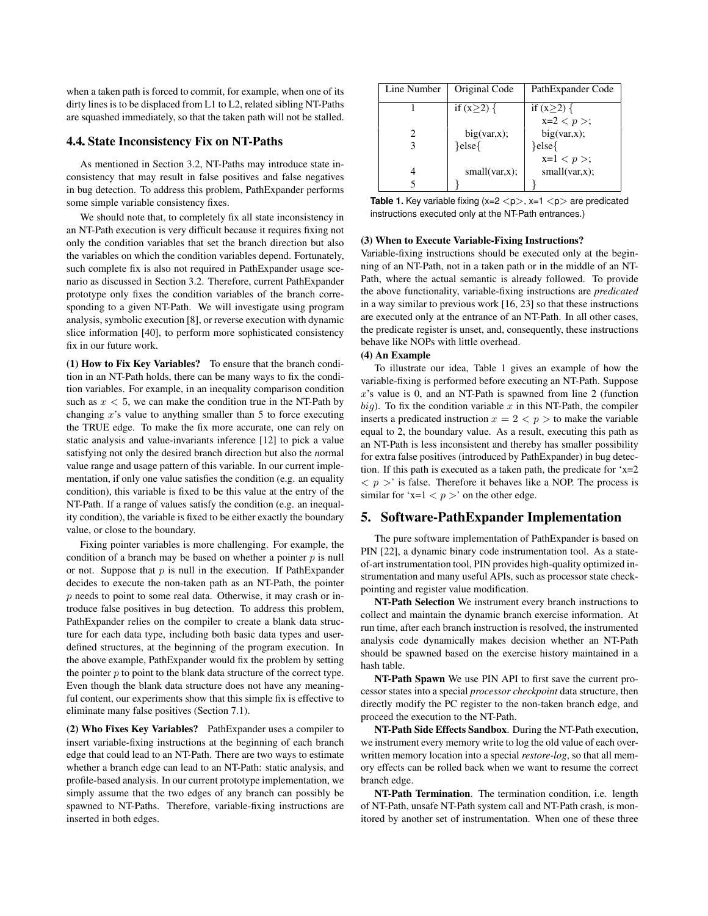when a taken path is forced to commit, for example, when one of its dirty lines is to be displaced from L1 to L2, related sibling NT-Paths are squashed immediately, so that the taken path will not be stalled.

### 4.4. State Inconsistency Fix on NT-Paths

As mentioned in Section 3.2, NT-Paths may introduce state inconsistency that may result in false positives and false negatives in bug detection. To address this problem, PathExpander performs some simple variable consistency fixes.

We should note that, to completely fix all state inconsistency in an NT-Path execution is very difficult because it requires fixing not only the condition variables that set the branch direction but also the variables on which the condition variables depend. Fortunately, such complete fix is also not required in PathExpander usage scenario as discussed in Section 3.2. Therefore, current PathExpander prototype only fixes the condition variables of the branch corresponding to a given NT-Path. We will investigate using program analysis, symbolic execution [8], or reverse execution with dynamic slice information [40], to perform more sophisticated consistency fix in our future work.

**(1) How to Fix Key Variables?** To ensure that the branch condition in an NT-Path holds, there can be many ways to fix the condition variables. For example, in an inequality comparison condition such as $x < 5$, we can make the condition true in the NT-Path by changing $x$'s value to anything smaller than 5 to force executing the TRUE edge. To make the fix more accurate, one can rely on static analysis and value-invariants inference [12] to pick a value satisfying not only the desired branch direction but also the *n*ormal value range and usage pattern of this variable. In our current implementation, if only one value satisfies the condition (e.g. an equality condition), this variable is fixed to be this value at the entry of the NT-Path. If a range of values satisfy the condition (e.g. an inequality condition), the variable is fixed to be either exactly the boundary value, or close to the boundary.

Fixing pointer variables is more challenging. For example, the condition of a branch may be based on whether a pointer $p$ is null or not. Suppose that $p$ is null in the execution. If PathExpander decides to execute the non-taken path as an NT-Path, the pointer $p$ needs to point to some real data. Otherwise, it may crash or introduce false positives in bug detection. To address this problem, PathExpander relies on the compiler to create a blank data structure for each data type, including both basic data types and user-defined structures, at the beginning of the program execution. In the above example, PathExpander would fix the problem by setting the pointer $p$ to point to the blank data structure of the correct type. Even though the blank data structure does not have any meaningful content, our experiments show that this simple fix is effective to eliminate many false positives (Section 7.1).

**(2) Who Fixes Key Variables?** PathExpander uses a compiler to insert variable-fixing instructions at the beginning of each branch edge that could lead to an NT-Path. There are two ways to estimate whether a branch edge can lead to an NT-Path: static analysis, and profile-based analysis. In our current prototype implementation, we simply assume that the two edges of any branch can possibly be spawned to NT-Paths. Therefore, variable-fixing instructions are inserted in both edges.

| Line Number | Original Code | PathExpander Code |
|---|---|---|
| 1 | if (x≥2) { | if (x≥2) { <br> x=2 $< p >$; |
| 2 | big(var,x); | big(var,x); |
| 3 | }else{ | }else{ <br> x=1 $< p >$; |
| 4 | small(var,x); | small(var,x); |
| 5 | } | } |

**Table 1.** Key variable fixing (x=2 <p>, x=1 <p> are predicated instructions executed only at the NT-Path entrances.)

**(3) When to Execute Variable-Fixing Instructions?**
Variable-fixing instructions should be executed only at the beginning of an NT-Path, not in a taken path or in the middle of an NT-Path, where the actual semantic is already followed. To provide the above functionality, variable-fixing instructions are *predicated* in a way similar to previous work [16, 23] so that these instructions are executed only at the entrance of an NT-Path. In all other cases, the predicate register is unset, and, consequently, these instructions behave like NOPs with little overhead.

**(4) An Example**

To illustrate our idea, Table 1 gives an example of how the variable-fixing is performed before executing an NT-Path. Suppose $x$'s value is 0, and an NT-Path is spawned from line 2 (function $big$). To fix the condition variable $x$ in this NT-Path, the compiler inserts a predicated instruction $x = 2 < p >$ to make the variable equal to 2, the boundary value. As a result, executing this path as an NT-Path is less inconsistent and thereby has smaller possibility for extra false positives (introduced by PathExpander) in bug detection. If this path is executed as a taken path, the predicate for 'x=2 $< p >$' is false. Therefore it behaves like a NOP. The process is similar for 'x=1 $< p >$' on the other edge.

## 5. Software-PathExpander Implementation

The pure software implementation of PathExpander is based on PIN [22], a dynamic binary code instrumentation tool. As a state-of-art instrumentation tool, PIN provides high-quality optimized instrumentation and many useful APIs, such as processor state checkpointing and register value modification.

**NT-Path Selection** We instrument every branch instructions to collect and maintain the dynamic branch exercise information. At run time, after each branch instruction is resolved, the instrumented analysis code dynamically makes decision whether an NT-Path should be spawned based on the exercise history maintained in a hash table.

**NT-Path Spawn** We use PIN API to first save the current processor states into a special *processor checkpoint* data structure, then directly modify the PC register to the non-taken branch edge, and proceed the execution to the NT-Path.

**NT-Path Side Effects Sandbox**. During the NT-Path execution, we instrument every memory write to log the old value of each overwritten memory location into a special *restore-log*, so that all memory effects can be rolled back when we want to resume the correct branch edge.

**NT-Path Termination**. The termination condition, i.e. length of NT-Path, unsafe NT-Path system call and NT-Path crash, is monitored by another set of instrumentation. When one of these three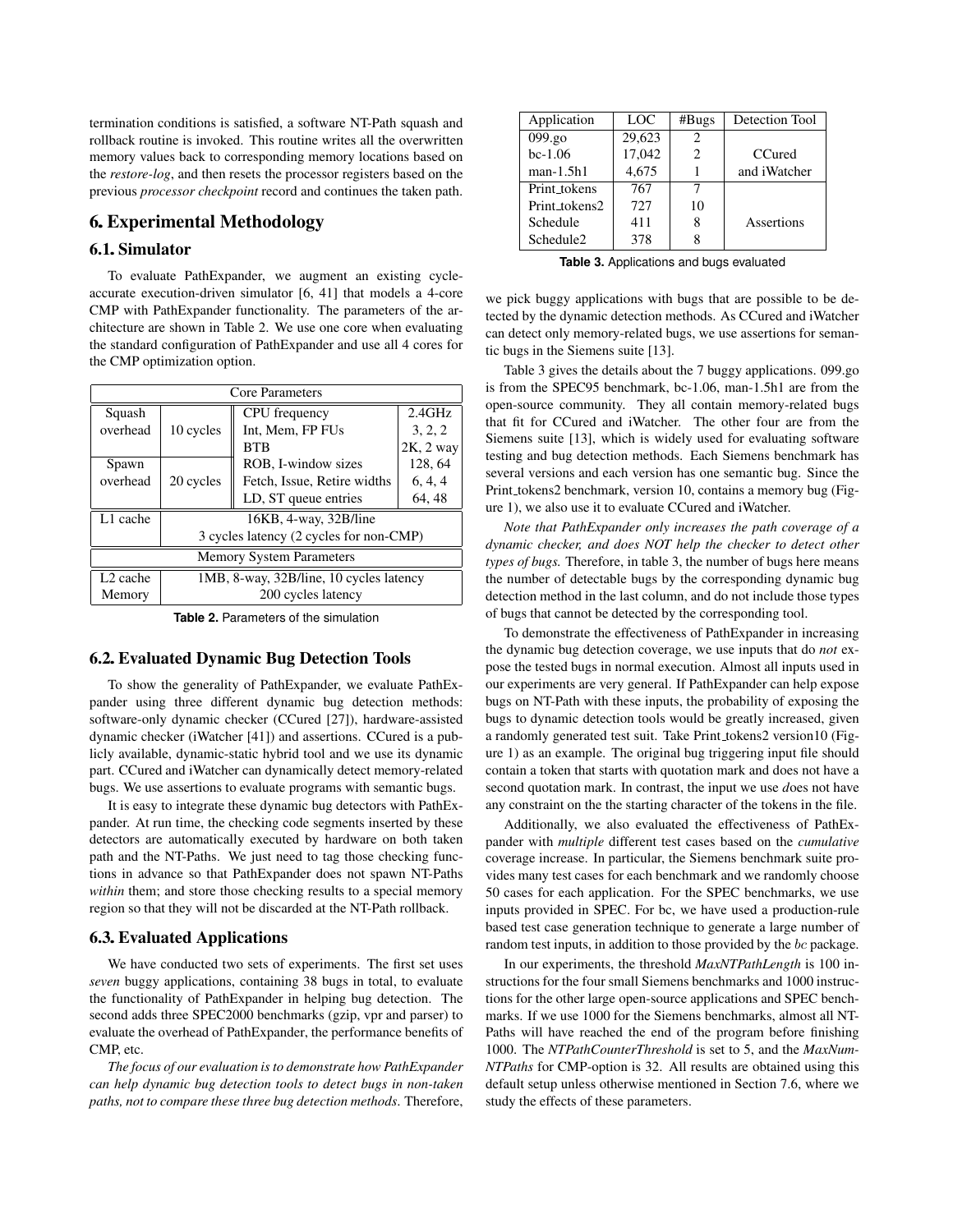termination conditions is satisfied, a software NT-Path squash and rollback routine is invoked. This routine writes all the overwritten memory values back to corresponding memory locations based on the *restore-log*, and then resets the processor registers based on the previous *processor checkpoint* record and continues the taken path.

## 6. Experimental Methodology

### 6.1. Simulator

To evaluate PathExpander, we augment an existing cycle-accurate execution-driven simulator [6, 41] that models a 4-core CMP with PathExpander functionality. The parameters of the architecture are shown in Table 2. We use one core when evaluating the standard configuration of PathExpander and use all 4 cores for the CMP optimization option.

| Core Parameters | | | |
|---|---|---|---|
| Squash overhead | 10 cycles | CPU frequency | 2.4GHz |
| | | Int, Mem, FP FUs | 3, 2, 2 |
| | | BTB | 2K, 2 way |
| Spawn overhead | 20 cycles | ROB, I-window sizes | 128, 64 |
| | | Fetch, Issue, Retire widths | 6, 4, 4 |
| | | LD, ST queue entries | 64, 48 |
| L1 cache | 16KB, 4-way, 32B/line<br>3 cycles latency (2 cycles for non-CMP) | | |
| Memory System Parameters | | | |
| L2 cache | 1MB, 8-way, 32B/line, 10 cycles latency | | |
| Memory | 200 cycles latency | | |

**Table 2.** Parameters of the simulation

### 6.2. Evaluated Dynamic Bug Detection Tools

To show the generality of PathExpander, we evaluate PathExpander using three different dynamic bug detection methods: software-only dynamic checker (CCured [27]), hardware-assisted dynamic checker (iWatcher [41]) and assertions. CCured is a publicly available, dynamic-static hybrid tool and we use its dynamic part. CCured and iWatcher can dynamically detect memory-related bugs. We use assertions to evaluate programs with semantic bugs.

It is easy to integrate these dynamic bug detectors with PathExpander. At run time, the checking code segments inserted by these detectors are automatically executed by hardware on both taken path and the NT-Paths. We just need to tag those checking functions in advance so that PathExpander does not spawn NT-Paths *within* them; and store those checking results to a special memory region so that they will not be discarded at the NT-Path rollback.

### 6.3. Evaluated Applications

We have conducted two sets of experiments. The first set uses *seven* buggy applications, containing 38 bugs in total, to evaluate the functionality of PathExpander in helping bug detection. The second adds three SPEC2000 benchmarks (gzip, vpr and parser) to evaluate the overhead of PathExpander, the performance benefits of CMP, etc.

*The focus of our evaluation is to demonstrate how PathExpander can help dynamic bug detection tools to detect bugs in non-taken paths, not to compare these three bug detection methods.* Therefore,

| Application | LOC | #Bugs | Detection Tool |
|---|---|---|---|
| 099.go | 29,623 | 2 | CCured and iWatcher |
| bc-1.06 | 17,042 | 2 | |
| man-1.5h1 | 4,675 | 1 | |
| Print_tokens | 767 | 7 | Assertions |
| Print_tokens2 | 727 | 10 | |
| Schedule | 411 | 8 | |
| Schedule2 | 378 | 8 | |

**Table 3.** Applications and bugs evaluated

we pick buggy applications with bugs that are possible to be detected by the dynamic detection methods. As CCured and iWatcher can detect only memory-related bugs, we use assertions for semantic bugs in the Siemens suite [13].

Table 3 gives the details about the 7 buggy applications. 099.go is from the SPEC95 benchmark, bc-1.06, man-1.5h1 are from the open-source community. They all contain memory-related bugs that fit for CCured and iWatcher. The other four are from the Siemens suite [13], which is widely used for evaluating software testing and bug detection methods. Each Siemens benchmark has several versions and each version has one semantic bug. Since the Print_tokens2 benchmark, version 10, contains a memory bug (Figure 1), we also use it to evaluate CCured and iWatcher.

*Note that PathExpander only increases the path coverage of a dynamic checker, and does NOT help the checker to detect other types of bugs.* Therefore, in table 3, the number of bugs here means the number of detectable bugs by the corresponding dynamic bug detection method in the last column, and do not include those types of bugs that cannot be detected by the corresponding tool.

To demonstrate the effectiveness of PathExpander in increasing the dynamic bug detection coverage, we use inputs that do *not* expose the tested bugs in normal execution. Almost all inputs used in our experiments are very general. If PathExpander can help expose bugs on NT-Path with these inputs, the probability of exposing the bugs to dynamic detection tools would be greatly increased, given a randomly generated test suit. Take Print_tokens2 version10 (Figure 1) as an example. The original bug triggering input file should contain a token that starts with quotation mark and does not have a second quotation mark. In contrast, the input we use *d*oes not have any constraint on the the starting character of the tokens in the file.

Additionally, we also evaluated the effectiveness of PathExpander with *multiple* different test cases based on the *cumulative* coverage increase. In particular, the Siemens benchmark suite provides many test cases for each benchmark and we randomly choose 50 cases for each application. For the SPEC benchmarks, we use inputs provided in SPEC. For bc, we have used a production-rule based test case generation technique to generate a large number of random test inputs, in addition to those provided by the *bc* package.

In our experiments, the threshold *MaxNTPathLength* is 100 instructions for the four small Siemens benchmarks and 1000 instructions for the other large open-source applications and SPEC benchmarks. If we use 1000 for the Siemens benchmarks, almost all NT-Paths will have reached the end of the program before finishing 1000. The *NTPathCounterThreshold* is set to 5, and the *MaxNumNTPaths* for CMP-option is 32. All results are obtained using this default setup unless otherwise mentioned in Section 7.6, where we study the effects of these parameters.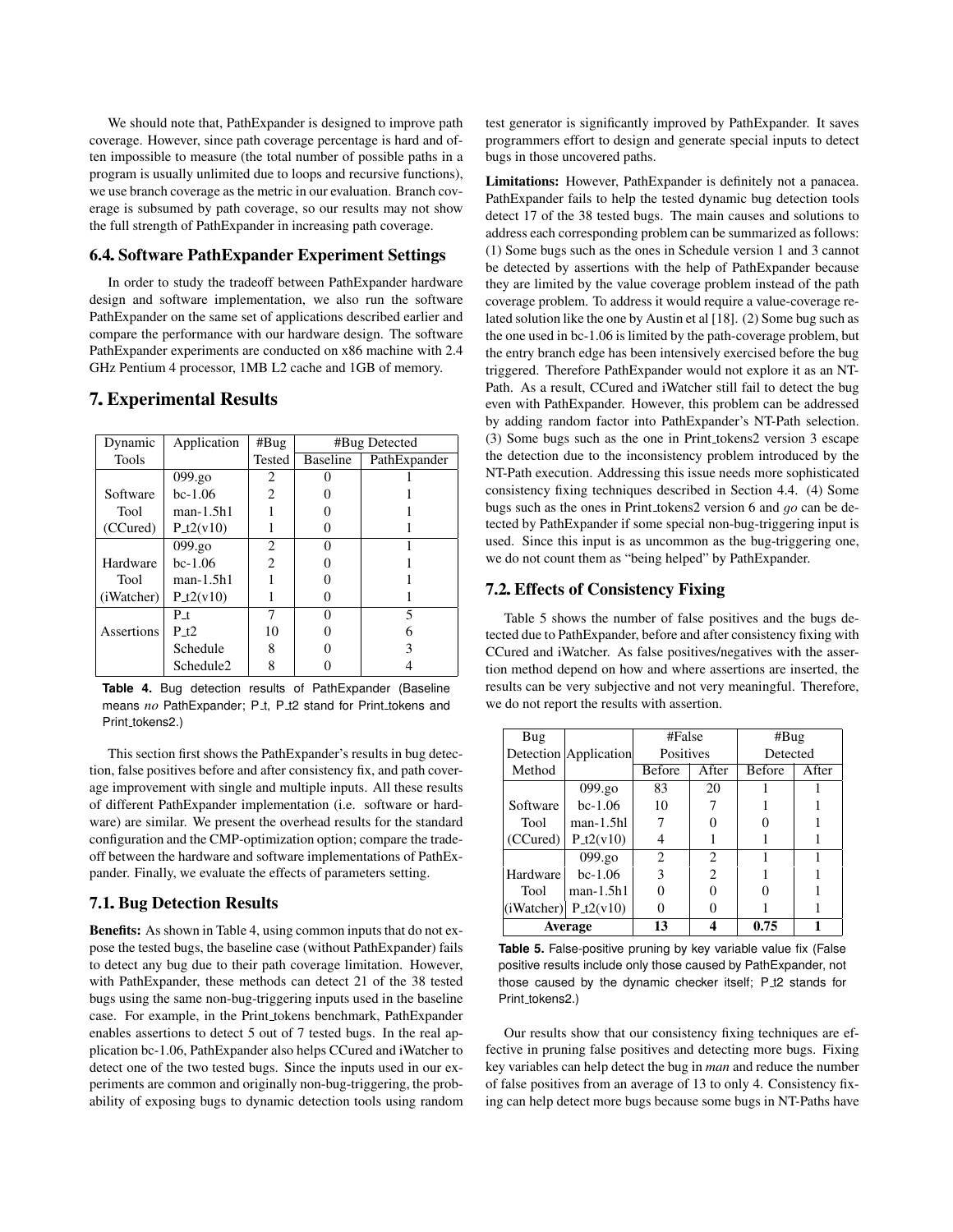We should note that, PathExpander is designed to improve path coverage. However, since path coverage percentage is hard and often impossible to measure (the total number of possible paths in a program is usually unlimited due to loops and recursive functions), we use branch coverage as the metric in our evaluation. Branch coverage is subsumed by path coverage, so our results may not show the full strength of PathExpander in increasing path coverage.

### 6.4. Software PathExpander Experiment Settings

In order to study the tradeoff between PathExpander hardware design and software implementation, we also run the software PathExpander on the same set of applications described earlier and compare the performance with our hardware design. The software PathExpander experiments are conducted on x86 machine with 2.4 GHz Pentium 4 processor, 1MB L2 cache and 1GB of memory.

## 7. Experimental Results

| Dynamic Tools | Application | #Bug Tested | #Bug Detected | |
|---|---|---|---|---|
| | | | Baseline | PathExpander |
| Software Tool (CCured) | 099.go | 2 | 0 | 1 |
| | bc-1.06 | 2 | 0 | 1 |
| | man-1.5h1 | 1 | 0 | 1 |
| | P_t2(v10) | 1 | 0 | 1 |
| Hardware Tool (iWatcher) | 099.go | 2 | 0 | 1 |
| | bc-1.06 | 2 | 0 | 1 |
| | man-1.5h1 | 1 | 0 | 1 |
| | P_t2(v10) | 1 | 0 | 1 |
| Assertions | P_t | 7 | 0 | 5 |
| | P_t2 | 10 | 0 | 6 |
| | Schedule | 8 | 0 | 3 |
| | Schedule2 | 8 | 0 | 4 |

**Table 4.** Bug detection results of PathExpander (Baseline means *no* PathExpander; P_t, P_t2 stand for Print_tokens and Print_tokens2.)

This section first shows the PathExpander's results in bug detection, false positives before and after consistency fix, and path coverage improvement with single and multiple inputs. All these results of different PathExpander implementation (i.e. software or hardware) are similar. We present the overhead results for the standard configuration and the CMP-optimization option; compare the tradeoff between the hardware and software implementations of PathExpander. Finally, we evaluate the effects of parameters setting.

### 7.1. Bug Detection Results

**Benefits:** As shown in Table 4, using common inputs that do not expose the tested bugs, the baseline case (without PathExpander) fails to detect any bug due to their path coverage limitation. However, with PathExpander, these methods can detect 21 of the 38 tested bugs using the same non-bug-triggering inputs used in the baseline case. For example, in the Print_tokens benchmark, PathExpander enables assertions to detect 5 out of 7 tested bugs. In the real application bc-1.06, PathExpander also helps CCured and iWatcher to detect one of the two tested bugs. Since the inputs used in our experiments are common and originally non-bug-triggering, the probability of exposing bugs to dynamic detection tools using random test generator is significantly improved by PathExpander. It saves programmers effort to design and generate special inputs to detect bugs in those uncovered paths.

**Limitations:** However, PathExpander is definitely not a panacea. PathExpander fails to help the tested dynamic bug detection tools detect 17 of the 38 tested bugs. The main causes and solutions to address each corresponding problem can be summarized as follows: (1) Some bugs such as the ones in Schedule version 1 and 3 cannot be detected by assertions with the help of PathExpander because they are limited by the value coverage problem instead of the path coverage problem. To address it would require a value-coverage related solution like the one by Austin et al [18]. (2) Some bug such as the one used in bc-1.06 is limited by the path-coverage problem, but the entry branch edge has been intensively exercised before the bug triggered. Therefore PathExpander would not explore it as an NT-Path. As a result, CCured and iWatcher still fail to detect the bug even with PathExpander. However, this problem can be addressed by adding random factor into PathExpander's NT-Path selection. (3) Some bugs such as the one in Print_tokens2 version 3 escape the detection due to the inconsistency problem introduced by the NT-Path execution. Addressing this issue needs more sophisticated consistency fixing techniques described in Section 4.4. (4) Some bugs such as the ones in Print_tokens2 version 6 and *go* can be detected by PathExpander if some special non-bug-triggering input is used. Since this input is as uncommon as the bug-triggering one, we do not count them as "being helped" by PathExpander.

### 7.2. Effects of Consistency Fixing

Table 5 shows the number of false positives and the bugs detected due to PathExpander, before and after consistency fixing with CCured and iWatcher. As false positives/negatives with the assertion method depend on how and where assertions are inserted, the results can be very subjective and not very meaningful. Therefore, we do not report the results with assertion.

| Bug Detection Method | Application | #False Positives | | #Bug Detected | |
|---|---|---|---|---|---|
| | | Before | After | Before | After |
| Software Tool (CCured) | 099.go | 83 | 20 | 1 | 1 |
| | bc-1.06 | 10 | 7 | 1 | 1 |
| | man-1.5hl | 7 | 0 | 0 | 1 |
| | P_t2(v10) | 4 | 1 | 1 | 1 |
| Hardware Tool (iWatcher) | 099.go | 2 | 2 | 1 | 1 |
| | bc-1.06 | 3 | 2 | 1 | 1 |
| | man-1.5h1 | 0 | 0 | 0 | 1 |
| | P_t2(v10) | 0 | 0 | 1 | 1 |
| **Average** | | **13** | **4** | **0.75** | **1** |

**Table 5.** False-positive pruning by key variable value fix (False positive results include only those caused by PathExpander, not those caused by the dynamic checker itself; P_t2 stands for Print_tokens2.)

Our results show that our consistency fixing techniques are effective in pruning false positives and detecting more bugs. Fixing key variables can help detect the bug in *man* and reduce the number of false positives from an average of 13 to only 4. Consistency fixing can help detect more bugs because some bugs in NT-Paths have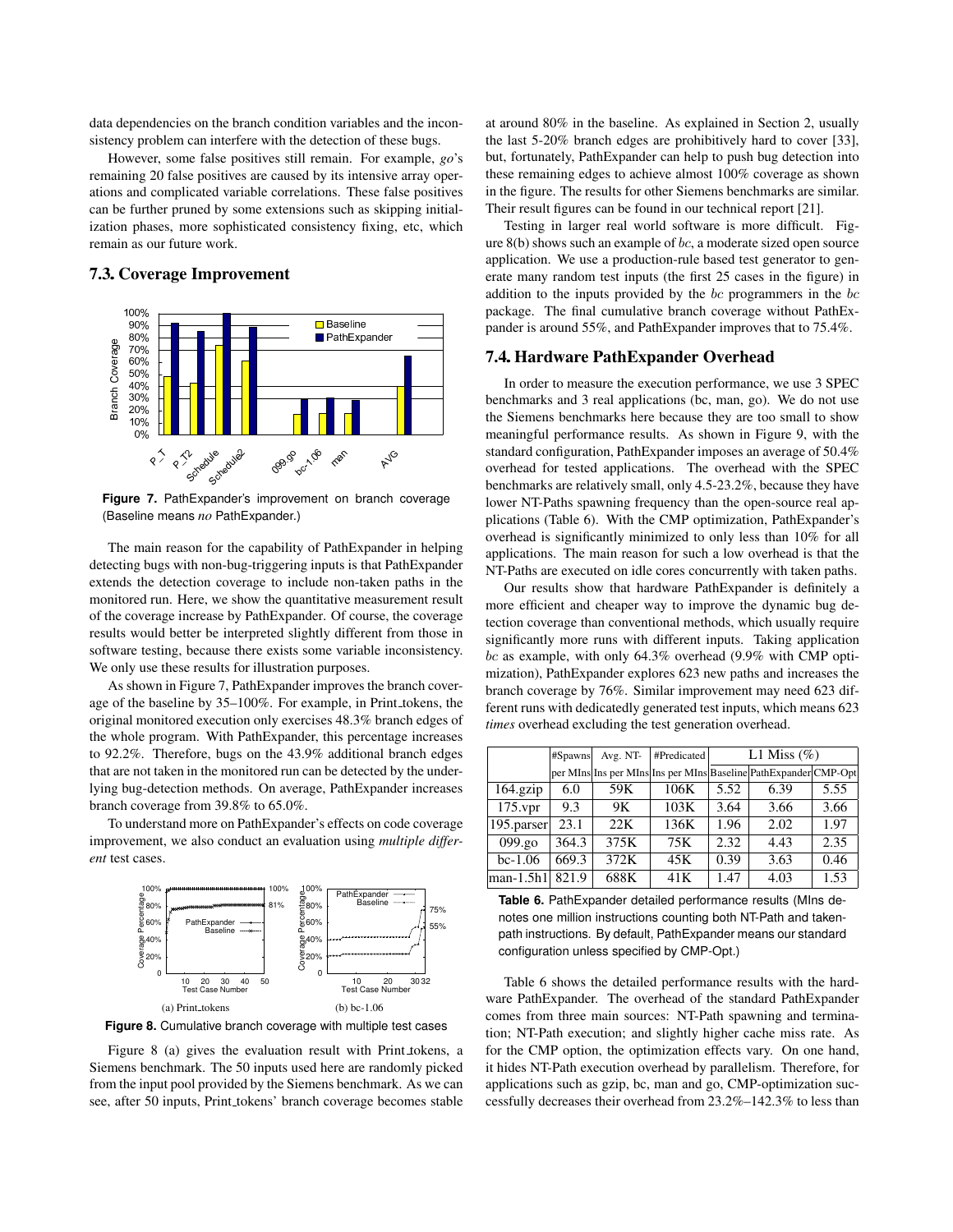data dependencies on the branch condition variables and the inconsistency problem can interfere with the detection of these bugs.

However, some false positives still remain. For example, *go*'s remaining 20 false positives are caused by its intensive array operations and complicated variable correlations. These false positives can be further pruned by some extensions such as skipping initialization phases, more sophisticated consistency fixing, etc, which remain as our future work.

### 7.3. Coverage Improvement

**Figure 7.** PathExpander's improvement on branch coverage (Baseline means *no* PathExpander.)

The main reason for the capability of PathExpander in helping detecting bugs with non-bug-triggering inputs is that PathExpander extends the detection coverage to include non-taken paths in the monitored run. Here, we show the quantitative measurement result of the coverage increase by PathExpander. Of course, the coverage results would better be interpreted slightly different from those in software testing, because there exists some variable inconsistency. We only use these results for illustration purposes.

As shown in Figure 7, PathExpander improves the branch coverage of the baseline by 35–100%. For example, in Print_tokens, the original monitored execution only exercises 48.3% branch edges of the whole program. With PathExpander, this percentage increases to 92.2%. Therefore, bugs on the 43.9% additional branch edges that are not taken in the monitored run can be detected by the underlying bug-detection methods. On average, PathExpander increases branch coverage from 39.8% to 65.0%.

To understand more on PathExpander's effects on code coverage improvement, we also conduct an evaluation using *multiple different* test cases.

(a) Print_tokens (b) bc-1.06

**Figure 8.** Cumulative branch coverage with multiple test cases

Figure 8 (a) gives the evaluation result with Print_tokens, a Siemens benchmark. The 50 inputs used here are randomly picked from the input pool provided by the Siemens benchmark. As we can see, after 50 inputs, Print_tokens' branch coverage becomes stable at around 80% in the baseline. As explained in Section 2, usually the last 5-20% branch edges are prohibitively hard to cover [33], but, fortunately, PathExpander can help to push bug detection into these remaining edges to achieve almost 100% coverage as shown in the figure. The results for other Siemens benchmarks are similar. Their result figures can be found in our technical report [21].

Testing in larger real world software is more difficult. Figure 8(b) shows such an example of *bc*, a moderate sized open source application. We use a production-rule based test generator to generate many random test inputs (the first 25 cases in the figure) in addition to the inputs provided by the *bc* programmers in the *bc* package. The final cumulative branch coverage without PathExpander is around 55%, and PathExpander improves that to 75.4%.

### 7.4. Hardware PathExpander Overhead

In order to measure the execution performance, we use 3 SPEC benchmarks and 3 real applications (bc, man, go). We do not use the Siemens benchmarks here because they are too small to show meaningful performance results. As shown in Figure 9, with the standard configuration, PathExpander imposes an average of 50.4% overhead for tested applications. The overhead with the SPEC benchmarks are relatively small, only 4.5-23.2%, because they have lower NT-Paths spawning frequency than the open-source real applications (Table 6). With the CMP optimization, PathExpander's overhead is significantly minimized to only less than 10% for all applications. The main reason for such a low overhead is that the NT-Paths are executed on idle cores concurrently with taken paths.

Our results show that hardware PathExpander is definitely a more efficient and cheaper way to improve the dynamic bug detection coverage than conventional methods, which usually require significantly more runs with different inputs. Taking application *bc* as example, with only 64.3% overhead (9.9% with CMP optimization), PathExpander explores 623 new paths and increases the branch coverage by 76%. Similar improvement may need 623 different runs with dedicatedly generated test inputs, which means 623 *times* overhead excluding the test generation overhead.

| | #Spawns | Avg. NT- | #Predicated | L1 Miss (%) | | |
|---|---|---|---|---|---|---|
| | per MIns | Ins per MIns | Ins per MIns | Baseline | PathExpander | CMP-Opt |
| 164.gzip | 6.0 | 59K | 106K | 5.52 | 6.39 | 5.55 |
| 175.vpr | 9.3 | 9K | 103K | 3.64 | 3.66 | 3.66 |
| 195.parser | 23.1 | 22K | 136K | 1.96 | 2.02 | 1.97 |
| 099.go | 364.3 | 375K | 75K | 2.32 | 4.43 | 2.35 |
| bc-1.06 | 669.3 | 372K | 45K | 0.39 | 3.63 | 0.46 |
| man-1.5h1 | 821.9 | 688K | 41K | 1.47 | 4.03 | 1.53 |

**Table 6.** PathExpander detailed performance results (MIns denotes one million instructions counting both NT-Path and taken-path instructions. By default, PathExpander means our standard configuration unless specified by CMP-Opt.)

Table 6 shows the detailed performance results with the hardware PathExpander. The overhead of the standard PathExpander comes from three main sources: NT-Path spawning and termination; NT-Path execution; and slightly higher cache miss rate. As for the CMP option, the optimization effects vary. On one hand, it hides NT-Path execution overhead by parallelism. Therefore, for applications such as gzip, bc, man and go, CMP-optimization successfully decreases their overhead from 23.2%–142.3% to less than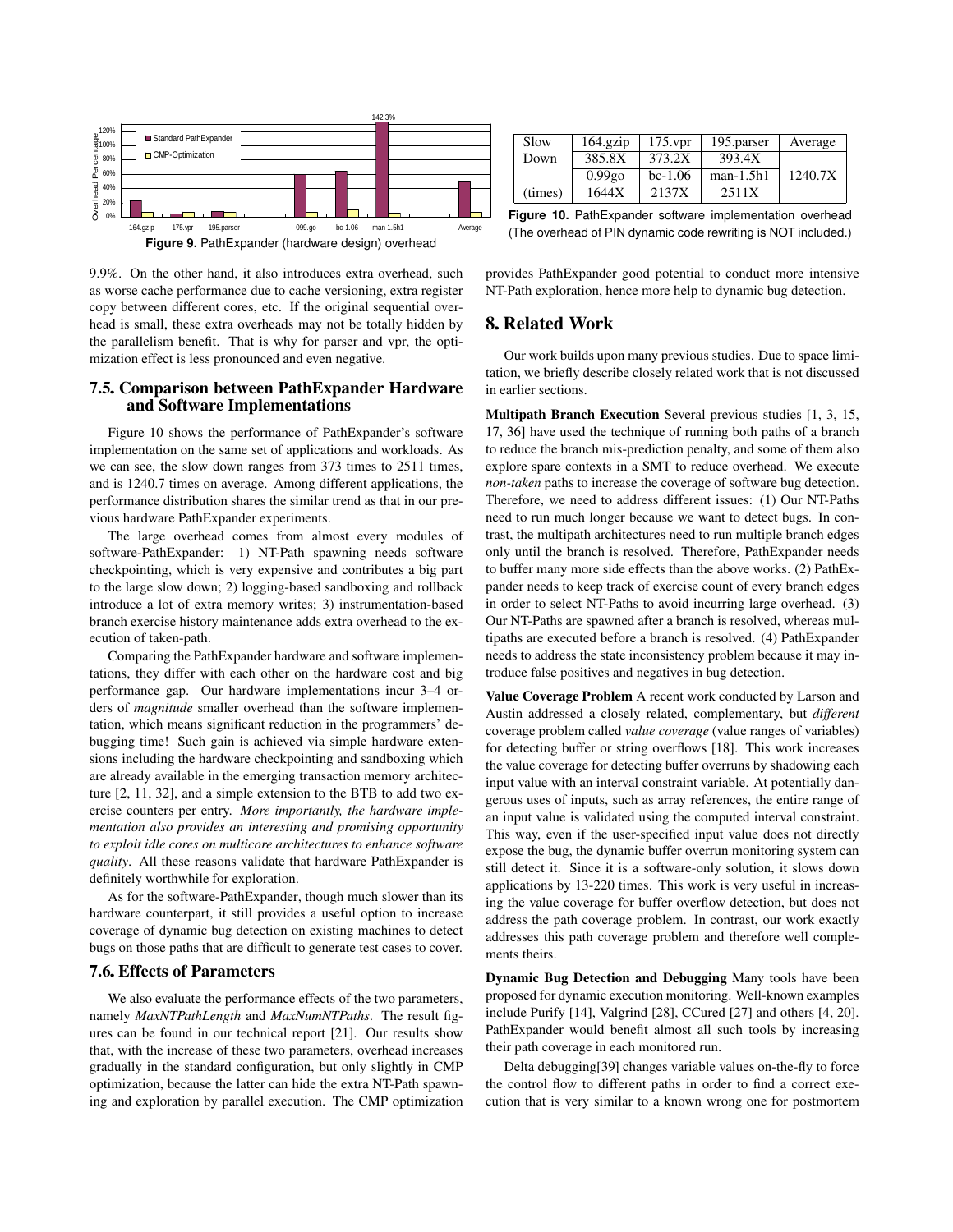Figure 9. PathExpander (hardware design) overhead

| Slow Down (times) | 164.gzip | 175.vpr | 195.parser | Average |
|---|---|---|---|---|
| | 385.8X | 373.2X | 393.4X | 1240.7X |
| | 0.99go | bc-1.06 | man-1.5h1 | |
| | 1644X | 2137X | 2511X | |

**Figure 10.** PathExpander software implementation overhead (The overhead of PIN dynamic code rewriting is NOT included.)

9.9%. On the other hand, it also introduces extra overhead, such as worse cache performance due to cache versioning, extra register copy between different cores, etc. If the original sequential overhead is small, these extra overheads may not be totally hidden by the parallelism benefit. That is why for parser and vpr, the optimization effect is less pronounced and even negative.

### 7.5. Comparison between PathExpander Hardware and Software Implementations

Figure 10 shows the performance of PathExpander's software implementation on the same set of applications and workloads. As we can see, the slow down ranges from 373 times to 2511 times, and is 1240.7 times on average. Among different applications, the performance distribution shares the similar trend as that in our previous hardware PathExpander experiments.

The large overhead comes from almost every modules of software-PathExpander: 1) NT-Path spawning needs software checkpointing, which is very expensive and contributes a big part to the large slow down; 2) logging-based sandboxing and rollback introduce a lot of extra memory writes; 3) instrumentation-based branch exercise history maintenance adds extra overhead to the execution of taken-path.

Comparing the PathExpander hardware and software implementations, they differ with each other on the hardware cost and big performance gap. Our hardware implementations incur 3–4 orders of *magnitude* smaller overhead than the software implementation, which means significant reduction in the programmers' debugging time! Such gain is achieved via simple hardware extensions including the hardware checkpointing and sandboxing which are already available in the emerging transaction memory architecture [2, 11, 32], and a simple extension to the BTB to add two exercise counters per entry. *More importantly, the hardware implementation also provides an interesting and promising opportunity to exploit idle cores on multicore architectures to enhance software quality*. All these reasons validate that hardware PathExpander is definitely worthwhile for exploration.

As for the software-PathExpander, though much slower than its hardware counterpart, it still provides a useful option to increase coverage of dynamic bug detection on existing machines to detect bugs on those paths that are difficult to generate test cases to cover.

### 7.6. Effects of Parameters

We also evaluate the performance effects of the two parameters, namely *MaxNTPathLength* and *MaxNumNTPaths*. The result figures can be found in our technical report [21]. Our results show that, with the increase of these two parameters, overhead increases gradually in the standard configuration, but only slightly in CMP optimization, because the latter can hide the extra NT-Path spawning and exploration by parallel execution. The CMP optimization provides PathExpander good potential to conduct more intensive NT-Path exploration, hence more help to dynamic bug detection.

## 8. Related Work

Our work builds upon many previous studies. Due to space limitation, we briefly describe closely related work that is not discussed in earlier sections.

**Multipath Branch Execution** Several previous studies [1, 3, 15, 17, 36] have used the technique of running both paths of a branch to reduce the branch mis-prediction penalty, and some of them also explore spare contexts in a SMT to reduce overhead. We execute *non-taken* paths to increase the coverage of software bug detection. Therefore, we need to address different issues: (1) Our NT-Paths need to run much longer because we want to detect bugs. In contrast, the multipath architectures need to run multiple branch edges only until the branch is resolved. Therefore, PathExpander needs to buffer many more side effects than the above works. (2) PathExpander needs to keep track of exercise count of every branch edges in order to select NT-Paths to avoid incurring large overhead. (3) Our NT-Paths are spawned after a branch is resolved, whereas multipaths are executed before a branch is resolved. (4) PathExpander needs to address the state inconsistency problem because it may introduce false positives and negatives in bug detection.

**Value Coverage Problem** A recent work conducted by Larson and Austin addressed a closely related, complementary, but *different* coverage problem called *value coverage* (value ranges of variables) for detecting buffer or string overflows [18]. This work increases the value coverage for detecting buffer overruns by shadowing each input value with an interval constraint variable. At potentially dangerous uses of inputs, such as array references, the entire range of an input value is validated using the computed interval constraint. This way, even if the user-specified input value does not directly expose the bug, the dynamic buffer overrun monitoring system can still detect it. Since it is a software-only solution, it slows down applications by 13-220 times. This work is very useful in increasing the value coverage for buffer overflow detection, but does not address the path coverage problem. In contrast, our work exactly addresses this path coverage problem and therefore well complements theirs.

**Dynamic Bug Detection and Debugging** Many tools have been proposed for dynamic execution monitoring. Well-known examples include Purify [14], Valgrind [28], CCured [27] and others [4, 20]. PathExpander would benefit almost all such tools by increasing their path coverage in each monitored run.

Delta debugging[39] changes variable values on-the-fly to force the control flow to different paths in order to find a correct execution that is very similar to a known wrong one for postmortem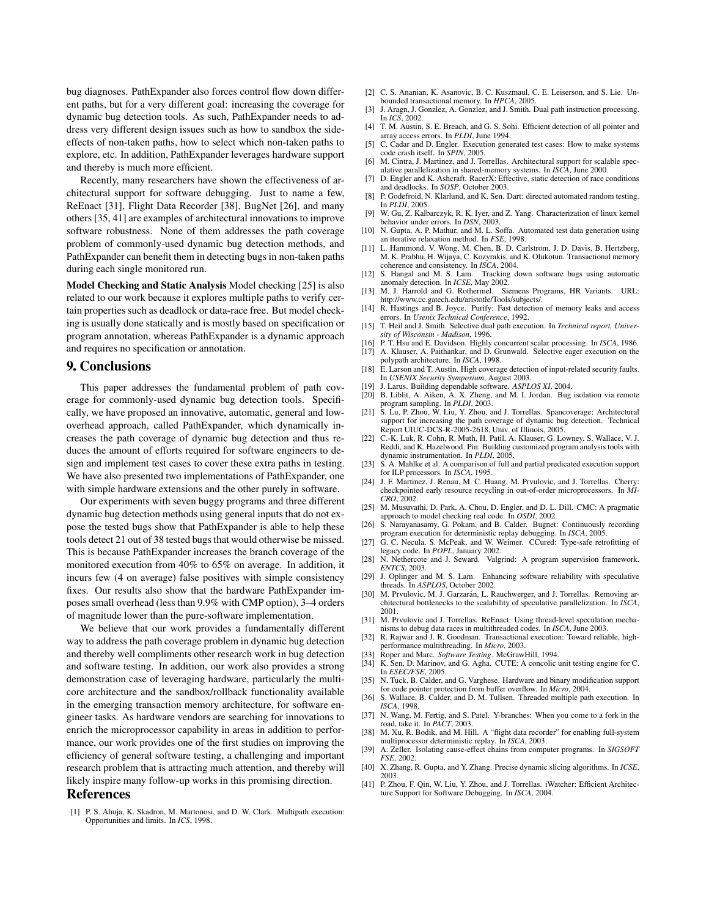bug diagnoses. PathExpander also forces control flow down different paths, but for a very different goal: increasing the coverage for dynamic bug detection tools. As such, PathExpander needs to address very different design issues such as how to sandbox the side-effects of non-taken paths, how to select which non-taken paths to explore, etc. In addition, PathExpander leverages hardware support and thereby is much more efficient.

Recently, many researchers have shown the effectiveness of architectural support for software debugging. Just to name a few, ReEnact [31], Flight Data Recorder [38], BugNet [26], and many others [35, 41] are examples of architectural innovations to improve software robustness. None of them addresses the path coverage problem of commonly-used dynamic bug detection methods, and PathExpander can benefit them in detecting bugs in non-taken paths during each single monitored run.

**Model Checking and Static Analysis** Model checking [25] is also related to our work because it explores multiple paths to verify certain properties such as deadlock or data-race free. But model checking is usually done statically and is mostly based on specification or program annotation, whereas PathExpander is a dynamic approach and requires no specification or annotation.

## 9. Conclusions

This paper addresses the fundamental problem of path coverage for commonly-used dynamic bug detection tools. Specifically, we have proposed an innovative, automatic, general and low-overhead approach, called PathExpander, which dynamically increases the path coverage of dynamic bug detection and thus reduces the amount of efforts required for software engineers to design and implement test cases to cover these extra paths in testing. We have also presented two implementations of PathExpander, one with simple hardware extensions and the other purely in software.

Our experiments with seven buggy programs and three different dynamic bug detection methods using general inputs that do not expose the tested bugs show that PathExpander is able to help these tools detect 21 out of 38 tested bugs that would otherwise be missed. This is because PathExpander increases the branch coverage of the monitored execution from 40% to 65% on average. In addition, it incurs few (4 on average) false positives with simple consistency fixes. Our results also show that the hardware PathExpander imposes small overhead (less than 9.9% with CMP option), 3–4 orders of magnitude lower than the pure-software implementation.

We believe that our work provides a fundamentally different way to address the path coverage problem in dynamic bug detection and thereby well compliments other research work in bug detection and software testing. In addition, our work also provides a strong demonstration case of leveraging hardware, particularly the multi-core architecture and the sandbox/rollback functionality available in the emerging transaction memory architecture, for software engineer tasks. As hardware vendors are searching for innovations to enrich the microprocessor capability in areas in addition to performance, our work provides one of the first studies on improving the efficiency of general software testing, a challenging and important research problem that is attracting much attention, and thereby will likely inspire many follow-up works in this promising direction.

## References

[1] P. S. Ahuja, K. Skadron, M. Martonosi, and D. W. Clark. Multipath execution: Opportunities and limits. In *ICS*, 1998.

[2] C. S. Ananian, K. Asanovic, B. C. Kuszmaul, C. E. Leiserson, and S. Lie. Unbounded transactional memory. In *HPCA*, 2005.

[3] J. Aragn, J. Gonzlez, A. Gonzlez, and J. Smith. Dual path instruction processing. In *ICS*, 2002.

[4] T. M. Austin, S. E. Breach, and G. S. Sohi. Efficient detection of all pointer and array access errors. In *PLDI*, June 1994.

[5] C. Cadar and D. Engler. Execution generated test cases: How to make systems code crash itself. In *SPIN*, 2005.

[6] M. Cintra, J. Martinez, and J. Torrellas. Architectural support for scalable speculative parallelization in shared-memory systems. In *ISCA*, June 2000.

[7] D. Engler and K. Ashcraft. RacerX: Effective, static detection of race conditions and deadlocks. In *SOSP*, October 2003.

[8] P. Godefroid, N. Klarlund, and K. Sen. Dart: directed automated random testing. In *PLDI*, 2005.

[9] W. Gu, Z. Kalbarczyk, R. K. Iyer, and Z. Yang. Characterization of linux kernel behavior under errors. In *DSN*, 2003.

[10] N. Gupta, A. P. Mathur, and M. L. Soffa. Automated test data generation using an iterative relaxation method. In *FSE*, 1998.

[11] L. Hammond, V. Wong, M. Chen, B. D. Carlstrom, J. D. Davis, B. Hertzberg, M. K. Prabhu, H. Wijaya, C. Kozyrakis, and K. Olukotun. Transactional memory coherence and consistency. In *ISCA*, 2004.

[12] S. Hangal and M. S. Lam. Tracking down software bugs using automatic anomaly detection. In *ICSE*, May 2002.

[13] M. J. Harrold and G. Rothermel. Siemens Programs, HR Variants. URL: http://www.cc.gatech.edu/aristotle/Tools/subjects/.

[14] R. Hastings and B. Joyce. Purify: Fast detection of memory leaks and access errors. In *Usenix Technical Conference*, 1992.

[15] T. Heil and J. Smith. Selective dual path execution. In *Technical report, University of Wisconsin - Madison*, 1996.

[16] P. T. Hsu and E. Davidson. Highly concurrent scalar processing. In *ISCA*, 1986.

[17] A. Klauser, A. Paithankar, and D. Grunwald. Selective eager execution on the polypath architecture. In *ISCA*, 1998.

[18] E. Larson and T. Austin. High coverage detection of input-related security faults. In *USENIX Security Symposium*, August 2003.

[19] J. Larus. Building dependable software. *ASPLOS XI*, 2004.

[20] B. Liblit, A. Aiken, A. X. Zheng, and M. I. Jordan. Bug isolation via remote program sampling. In *PLDI*, 2003.

[21] S. Lu, P. Zhou, W. Liu, Y. Zhou, and J. Torrellas. Spancoverage: Architectural support for increasing the path coverage of dynamic bug detection. Technical Report UIUC-DCS-R-2005-2618, Univ. of Illinois, 2005.

[22] C.-K. Luk, R. Cohn, R. Muth, H. Patil, A. Klauser, G. Lowney, S. Wallace, V. J. Reddi, and K. Hazelwood. Pin: Building customized program analysis tools with dynamic instrumentation. In *PLDI*, 2005.

[23] S. A. Mahlke et al. A comparison of full and partial predicated execution support for ILP processors. In *ISCA*, 1995.

[24] J. F. Martinez, J. Renau, M. C. Huang, M. Prvulovic, and J. Torrellas. Cherry: checkpointed early resource recycling in out-of-order microprocessors. In *MICRO*, 2002.

[25] M. Musuvathi, D. Park, A. Chou, D. Engler, and D. L. Dill. CMC: A pragmatic approach to model checking real code. In *OSDI*, 2002.

[26] S. Narayanasamy, G. Pokam, and B. Calder. Bugnet: Continuously recording program execution for deterministic replay debugging. In *ISCA*, 2005.

[27] G. C. Necula, S. McPeak, and W. Weimer. CCured: Type-safe retrofitting of legacy code. In *POPL*, January 2002.

[28] N. Nethercote and J. Seward. Valgrind: A program supervision framework. *ENTCS*, 2003.

[29] J. Oplinger and M. S. Lam. Enhancing software reliability with speculative threads. In *ASPLOS*, October 2002.

[30] M. Prvulovic, M. J. Garzarán, L. Rauchwerger, and J. Torrellas. Removing architectural bottlenecks to the scalability of speculative parallelization. In *ISCA*, 2001.

[31] M. Prvulovic and J. Torrellas. ReEnact: Using thread-level speculation mechanisms to debug data races in multithreaded codes. In *ISCA*, June 2003.

[32] R. Rajwar and J. R. Goodman. Transactional execution: Toward reliable, high-performance multithreading. In *Micro*, 2003.

[33] Roper and Marc. *Software Testing*. McGrawHill, 1994.

[34] K. Sen, D. Marinov, and G. Agha. CUTE: A concolic unit testing engine for C. In *ESEC/FSE*, 2005.

[35] N. Tuck, B. Calder, and G. Varghese. Hardware and binary modification support for code pointer protection from buffer overflow. In *Micro*, 2004.

[36] S. Wallace, B. Calder, and D. M. Tullsen. Threaded multiple path execution. In *ISCA*, 1998.

[37] N. Wang, M. Fertig, and S. Patel. Y-branches: When you come to a fork in the road, take it. In *PACT*, 2003.

[38] M. Xu, R. Bodik, and M. Hill. A "flight data recorder" for enabling full-system multiprocessor deterministic replay. In *ISCA*, 2003.

[39] A. Zeller. Isolating cause-effect chains from computer programs. In *SIGSOFT FSE*, 2002.

[40] X. Zhang, R. Gupta, and Y. Zhang. Precise dynamic slicing algorithms. In *ICSE*, 2003.

[41] P. Zhou, F. Qin, W. Liu, Y. Zhou, and J. Torrellas. iWatcher: Efficient Architecture Support for Software Debugging. In *ISCA*, 2004.